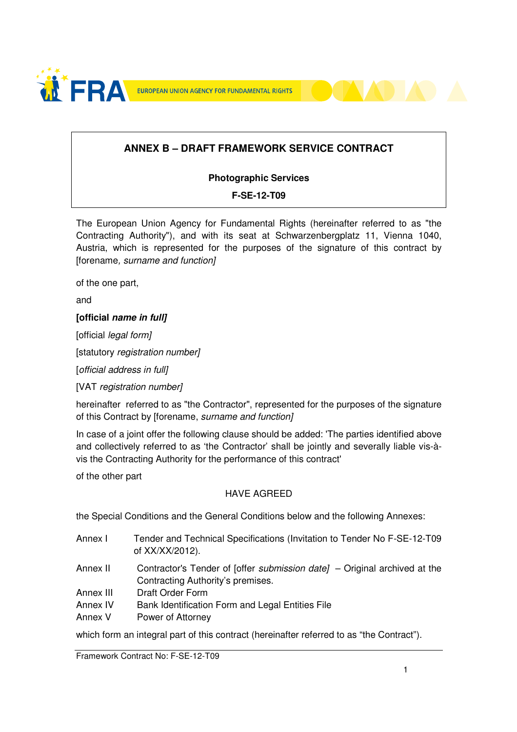## ANNEX B – DRAFT FRAMEWORK SERVICE CONTRACT

**Photographic Services**

**F-SE-12-T09**

The European Union Agency for Fundamental Rights (hereinafter referred to as "the Contracting Authority"), and with its seat at Schwarzenbergplatz 11, Vienna 1040, Austria, which is represented for the purposes of the signature of this contract by [forename*, surname and function]*

of the one part,

and

**[official *name in full]***

[official *legal form]*

[statutory *registration number]*

[*official address in full*]

[VAT *registration number]*

hereinafter referred to as "the Contractor", represented for the purposes of the signature of this Contract by [forename, *surname and function]*

In case of a joint offer the following clause should be added: 'The parties identified above and collectively referred to as 'the Contractor' shall be jointly and severally liable vis-à-vis the Contracting Authority for the performance of this contract'

of the other part

HAVE AGREED

the Special Conditions and the General Conditions below and the following Annexes:

| | |
|---|---|
| Annex I | Tender and Technical Specifications (Invitation to Tender No F-SE-12-T09 of XX/XX/2012). |
| Annex II | Contractor's Tender of [offer *submission date]* – Original archived at the Contracting Authority's premises. |
| Annex III | Draft Order Form |
| Annex IV | Bank Identification Form and Legal Entities File |
| Annex V | Power of Attorney |

which form an integral part of this contract (hereinafter referred to as "the Contract").

Framework Contract No: F-SE-12-T09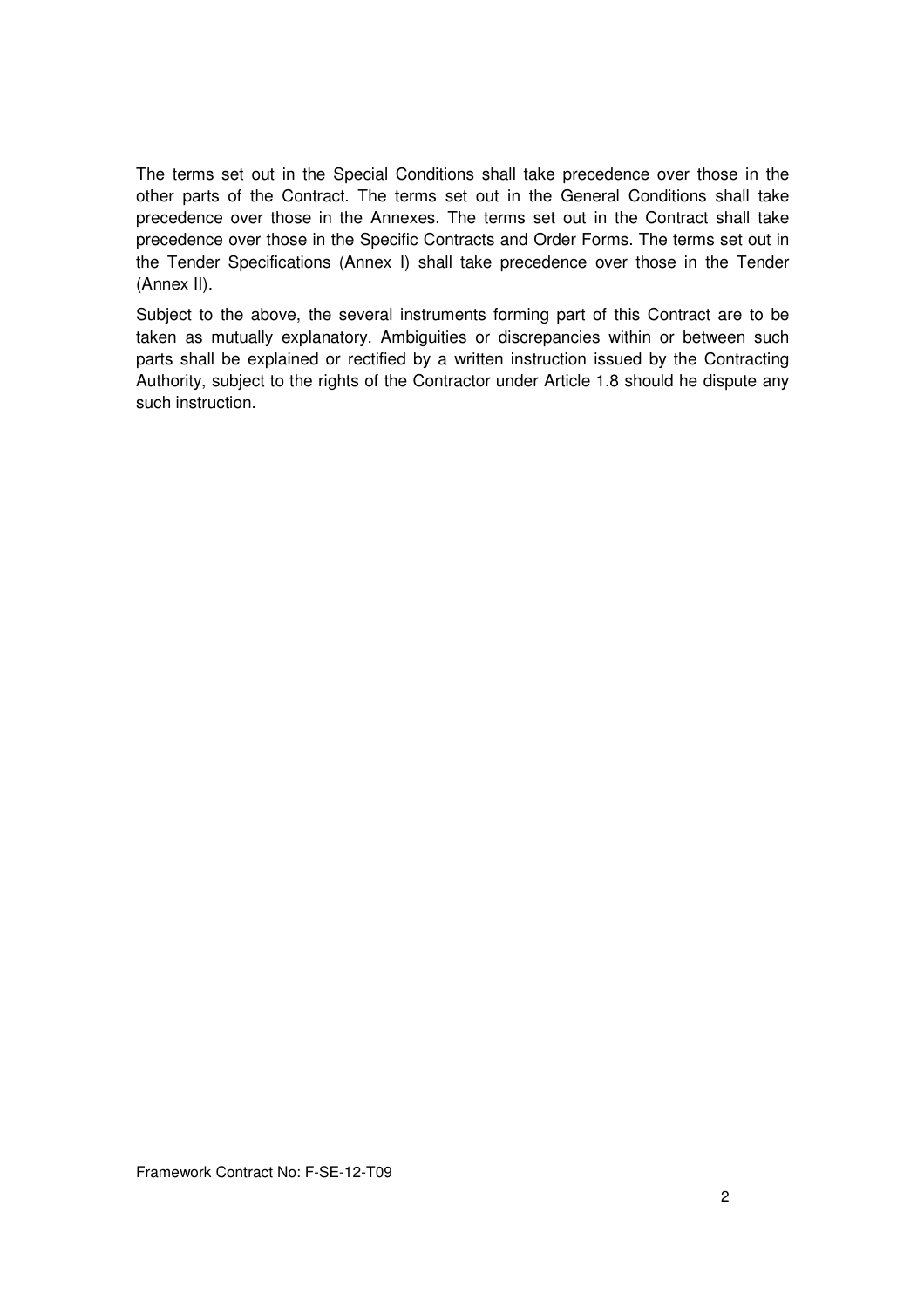The terms set out in the Special Conditions shall take precedence over those in the other parts of the Contract. The terms set out in the General Conditions shall take precedence over those in the Annexes. The terms set out in the Contract shall take precedence over those in the Specific Contracts and Order Forms. The terms set out in the Tender Specifications (Annex I) shall take precedence over those in the Tender (Annex II).

Subject to the above, the several instruments forming part of this Contract are to be taken as mutually explanatory. Ambiguities or discrepancies within or between such parts shall be explained or rectified by a written instruction issued by the Contracting Authority, subject to the rights of the Contractor under Article 1.8 should he dispute any such instruction.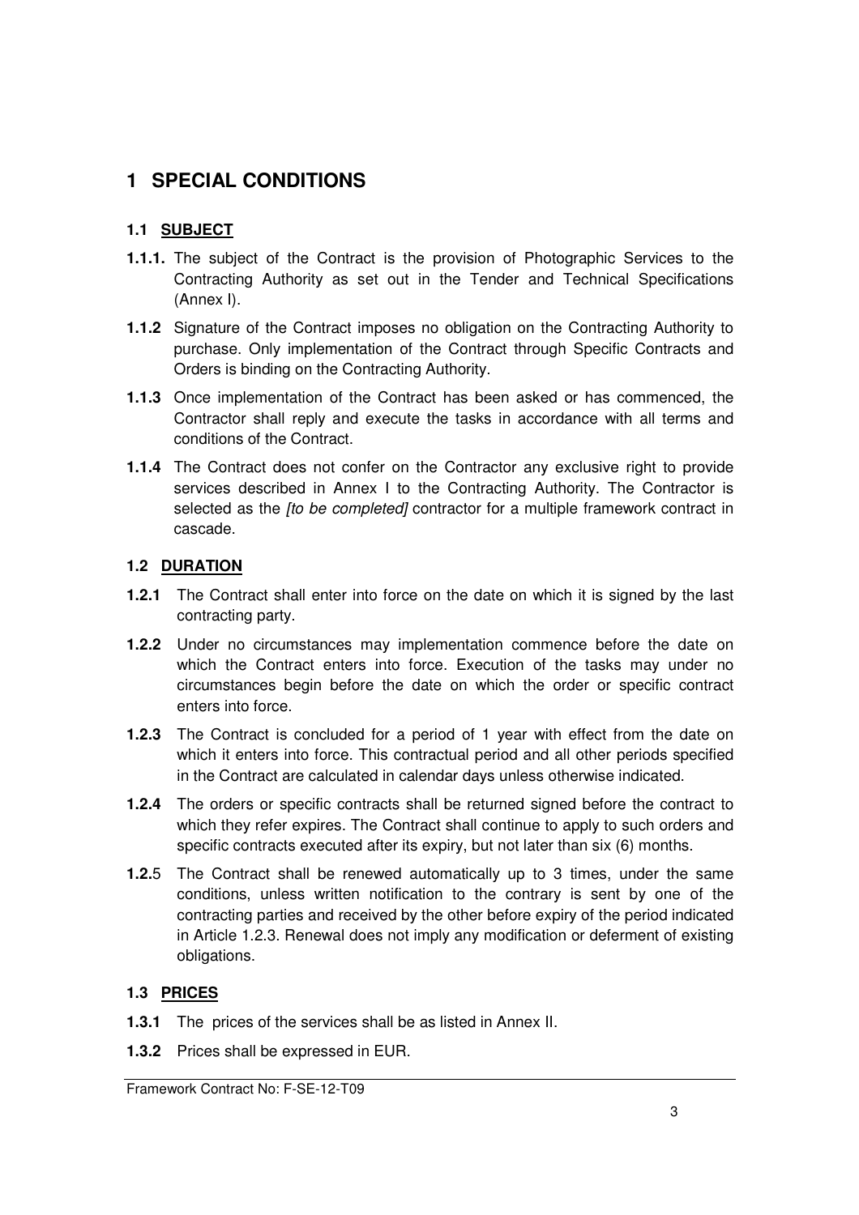# 1 SPECIAL CONDITIONS

## 1.1 SUBJECT

**1.1.1.** The subject of the Contract is the provision of Photographic Services to the Contracting Authority as set out in the Tender and Technical Specifications (Annex I).

**1.1.2** Signature of the Contract imposes no obligation on the Contracting Authority to purchase. Only implementation of the Contract through Specific Contracts and Orders is binding on the Contracting Authority.

**1.1.3** Once implementation of the Contract has been asked or has commenced, the Contractor shall reply and execute the tasks in accordance with all terms and conditions of the Contract.

**1.1.4** The Contract does not confer on the Contractor any exclusive right to provide services described in Annex I to the Contracting Authority. The Contractor is selected as the *[to be completed]* contractor for a multiple framework contract in cascade.

## 1.2 DURATION

**1.2.1** The Contract shall enter into force on the date on which it is signed by the last contracting party.

**1.2.2** Under no circumstances may implementation commence before the date on which the Contract enters into force. Execution of the tasks may under no circumstances begin before the date on which the order or specific contract enters into force.

**1.2.3** The Contract is concluded for a period of 1 year with effect from the date on which it enters into force. This contractual period and all other periods specified in the Contract are calculated in calendar days unless otherwise indicated.

**1.2.4** The orders or specific contracts shall be returned signed before the contract to which they refer expires. The Contract shall continue to apply to such orders and specific contracts executed after its expiry, but not later than six (6) months.

**1.2.**5 The Contract shall be renewed automatically up to 3 times, under the same conditions, unless written notification to the contrary is sent by one of the contracting parties and received by the other before expiry of the period indicated in Article 1.2.3. Renewal does not imply any modification or deferment of existing obligations.

## 1.3 PRICES

**1.3.1** The prices of the services shall be as listed in Annex II.

**1.3.2** Prices shall be expressed in EUR.

Framework Contract No: F-SE-12-T09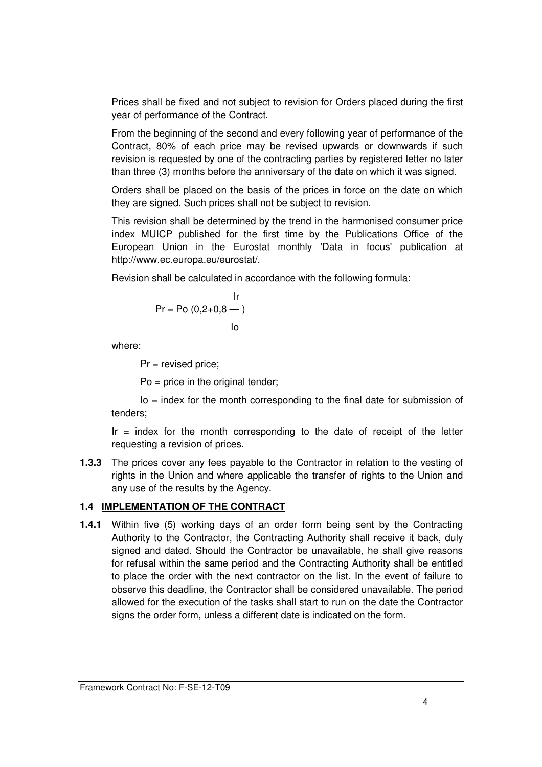Prices shall be fixed and not subject to revision for Orders placed during the first year of performance of the Contract.

From the beginning of the second and every following year of performance of the Contract, 80% of each price may be revised upwards or downwards if such revision is requested by one of the contracting parties by registered letter no later than three (3) months before the anniversary of the date on which it was signed.

Orders shall be placed on the basis of the prices in force on the date on which they are signed. Such prices shall not be subject to revision.

This revision shall be determined by the trend in the harmonised consumer price index MUICP published for the first time by the Publications Office of the European Union in the Eurostat monthly 'Data in focus' publication at http://www.ec.europa.eu/eurostat/.

Revision shall be calculated in accordance with the following formula:

$$Pr = Po\left(0{,}2 + 0{,}8\frac{Ir}{Io}\right)$$

where:

$Pr$ = revised price;

$Po$ = price in the original tender;

$Io$ = index for the month corresponding to the final date for submission of tenders;

$Ir$ = index for the month corresponding to the date of receipt of the letter requesting a revision of prices.

**1.3.3** The prices cover any fees payable to the Contractor in relation to the vesting of rights in the Union and where applicable the transfer of rights to the Union and any use of the results by the Agency.

### 1.4 IMPLEMENTATION OF THE CONTRACT

**1.4.1** Within five (5) working days of an order form being sent by the Contracting Authority to the Contractor, the Contracting Authority shall receive it back, duly signed and dated. Should the Contractor be unavailable, he shall give reasons for refusal within the same period and the Contracting Authority shall be entitled to place the order with the next contractor on the list. In the event of failure to observe this deadline, the Contractor shall be considered unavailable. The period allowed for the execution of the tasks shall start to run on the date the Contractor signs the order form, unless a different date is indicated on the form.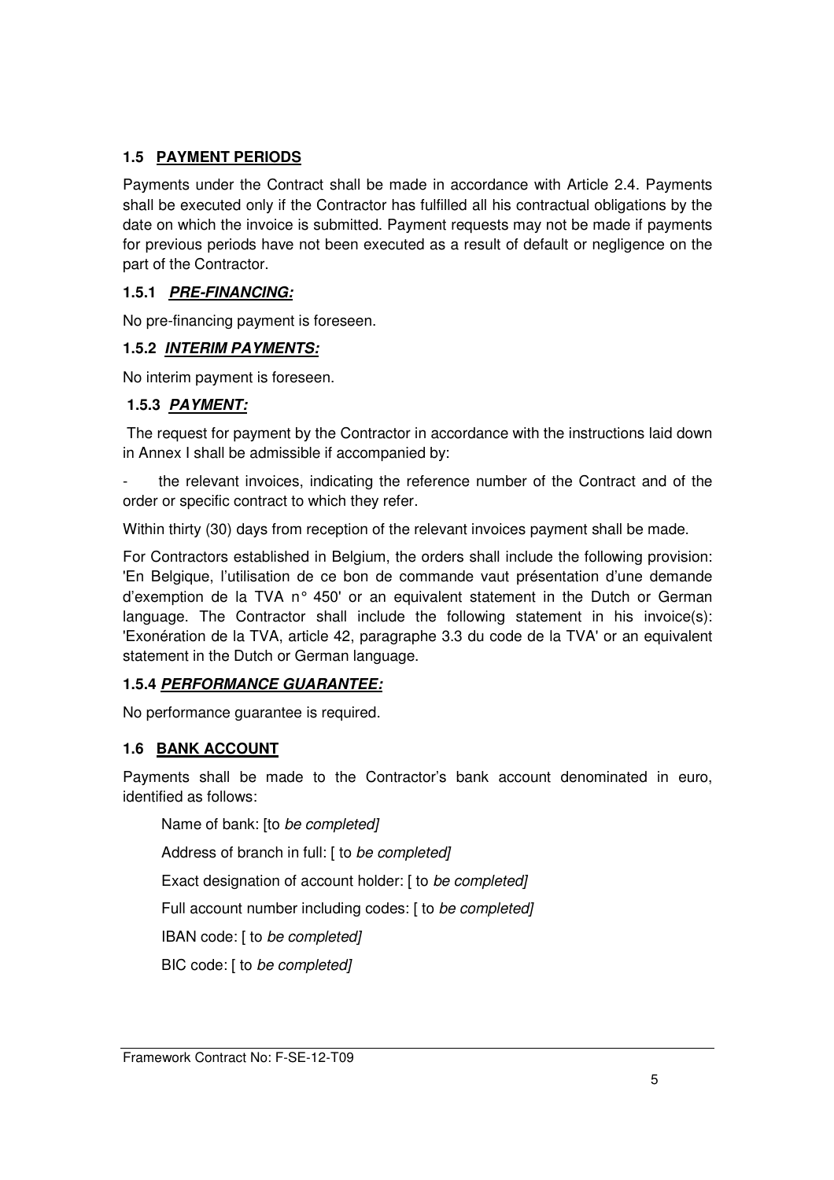### 1.5 **PAYMENT PERIODS**

Payments under the Contract shall be made in accordance with Article 2.4. Payments shall be executed only if the Contractor has fulfilled all his contractual obligations by the date on which the invoice is submitted. Payment requests may not be made if payments for previous periods have not been executed as a result of default or negligence on the part of the Contractor.

#### 1.5.1 ***PRE-FINANCING:***

No pre-financing payment is foreseen.

#### 1.5.2 ***INTERIM PAYMENTS:***

No interim payment is foreseen.

#### 1.5.3 ***PAYMENT:***

The request for payment by the Contractor in accordance with the instructions laid down in Annex I shall be admissible if accompanied by:

- the relevant invoices, indicating the reference number of the Contract and of the order or specific contract to which they refer.

Within thirty (30) days from reception of the relevant invoices payment shall be made.

For Contractors established in Belgium, the orders shall include the following provision: 'En Belgique, l'utilisation de ce bon de commande vaut présentation d'une demande d'exemption de la TVA n° 450' or an equivalent statement in the Dutch or German language. The Contractor shall include the following statement in his invoice(s): 'Exonération de la TVA, article 42, paragraphe 3.3 du code de la TVA' or an equivalent statement in the Dutch or German language.

#### 1.5.4 ***PERFORMANCE GUARANTEE:***

No performance guarantee is required.

### 1.6 **BANK ACCOUNT**

Payments shall be made to the Contractor's bank account denominated in euro, identified as follows:

Name of bank: [to *be completed]*

Address of branch in full: [ to *be completed]*

Exact designation of account holder: [ to *be completed]*

Full account number including codes: [ to *be completed]*

IBAN code: [ to *be completed]*

BIC code: [ to *be completed]*

Framework Contract No: F-SE-12-T09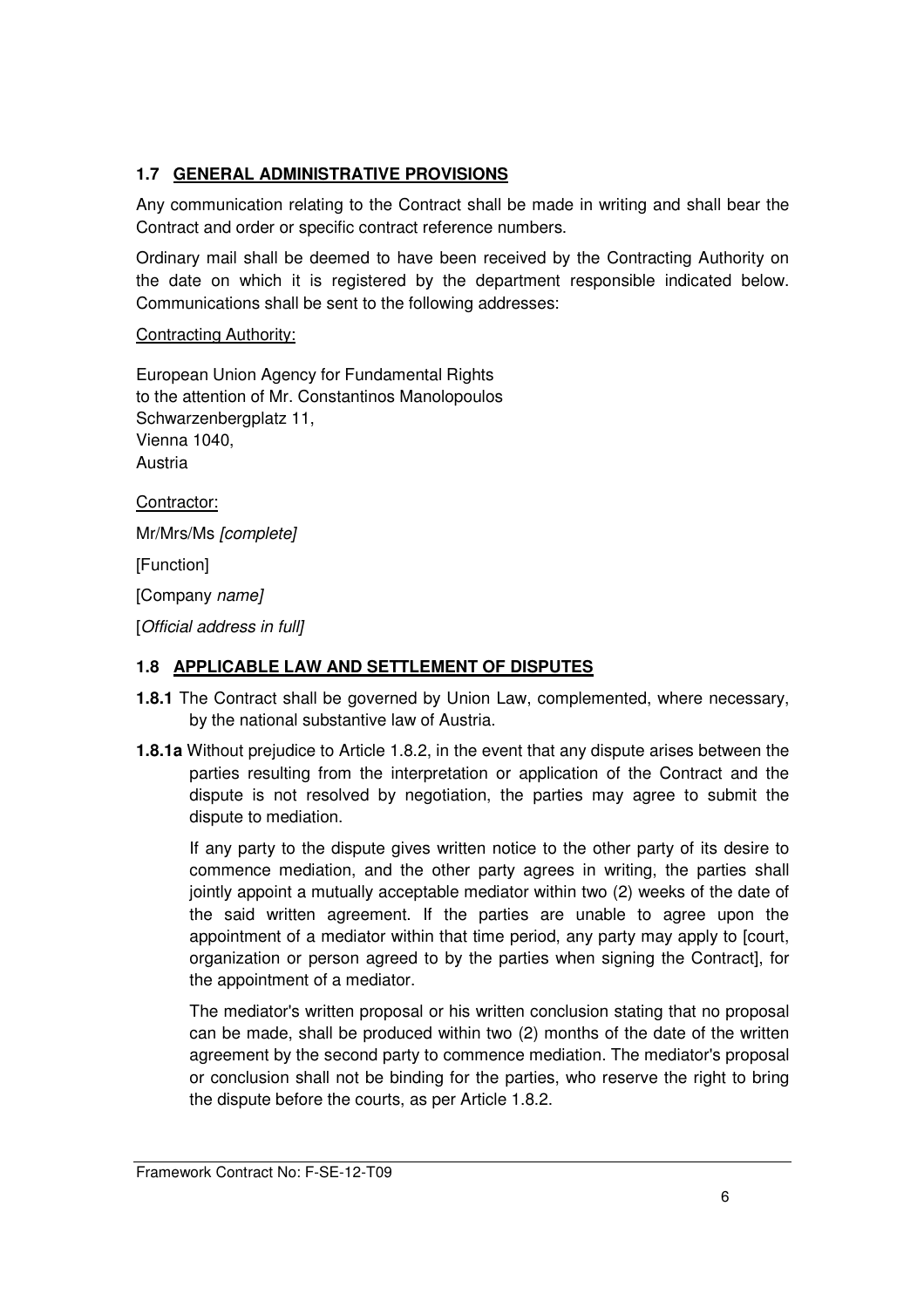## 1.7 GENERAL ADMINISTRATIVE PROVISIONS

Any communication relating to the Contract shall be made in writing and shall bear the Contract and order or specific contract reference numbers.

Ordinary mail shall be deemed to have been received by the Contracting Authority on the date on which it is registered by the department responsible indicated below. Communications shall be sent to the following addresses:

Contracting Authority:

European Union Agency for Fundamental Rights
to the attention of Mr. Constantinos Manolopoulos
Schwarzenbergplatz 11,
Vienna 1040,
Austria

Contractor:

Mr/Mrs/Ms *[complete]*

[Function]

[Company *name]*

[*Official address in full]*

## 1.8 APPLICABLE LAW AND SETTLEMENT OF DISPUTES

**1.8.1** The Contract shall be governed by Union Law, complemented, where necessary, by the national substantive law of Austria.

**1.8.1a** Without prejudice to Article 1.8.2, in the event that any dispute arises between the parties resulting from the interpretation or application of the Contract and the dispute is not resolved by negotiation, the parties may agree to submit the dispute to mediation.

If any party to the dispute gives written notice to the other party of its desire to commence mediation, and the other party agrees in writing, the parties shall jointly appoint a mutually acceptable mediator within two (2) weeks of the date of the said written agreement. If the parties are unable to agree upon the appointment of a mediator within that time period, any party may apply to [court, organization or person agreed to by the parties when signing the Contract], for the appointment of a mediator.

The mediator's written proposal or his written conclusion stating that no proposal can be made, shall be produced within two (2) months of the date of the written agreement by the second party to commence mediation. The mediator's proposal or conclusion shall not be binding for the parties, who reserve the right to bring the dispute before the courts, as per Article 1.8.2.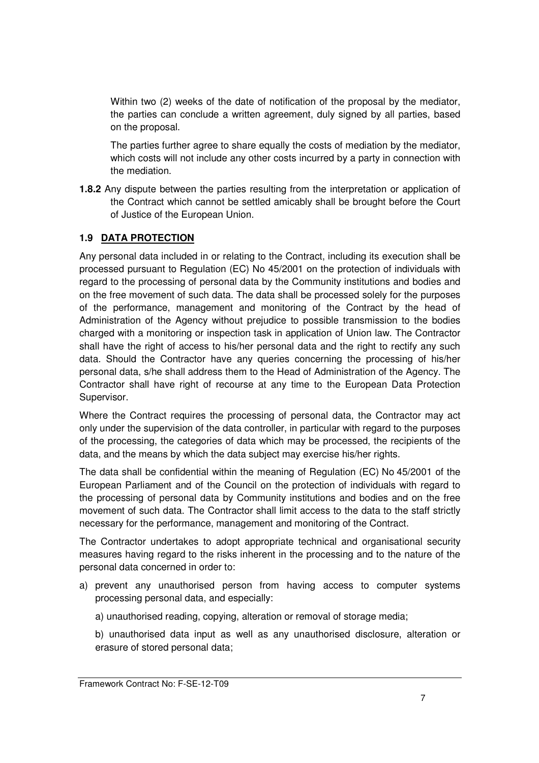Within two (2) weeks of the date of notification of the proposal by the mediator, the parties can conclude a written agreement, duly signed by all parties, based on the proposal.

The parties further agree to share equally the costs of mediation by the mediator, which costs will not include any other costs incurred by a party in connection with the mediation.

**1.8.2** Any dispute between the parties resulting from the interpretation or application of the Contract which cannot be settled amicably shall be brought before the Court of Justice of the European Union.

### 1.9 DATA PROTECTION

Any personal data included in or relating to the Contract, including its execution shall be processed pursuant to Regulation (EC) No 45/2001 on the protection of individuals with regard to the processing of personal data by the Community institutions and bodies and on the free movement of such data. The data shall be processed solely for the purposes of the performance, management and monitoring of the Contract by the head of Administration of the Agency without prejudice to possible transmission to the bodies charged with a monitoring or inspection task in application of Union law. The Contractor shall have the right of access to his/her personal data and the right to rectify any such data. Should the Contractor have any queries concerning the processing of his/her personal data, s/he shall address them to the Head of Administration of the Agency. The Contractor shall have right of recourse at any time to the European Data Protection Supervisor.

Where the Contract requires the processing of personal data, the Contractor may act only under the supervision of the data controller, in particular with regard to the purposes of the processing, the categories of data which may be processed, the recipients of the data, and the means by which the data subject may exercise his/her rights.

The data shall be confidential within the meaning of Regulation (EC) No 45/2001 of the European Parliament and of the Council on the protection of individuals with regard to the processing of personal data by Community institutions and bodies and on the free movement of such data. The Contractor shall limit access to the data to the staff strictly necessary for the performance, management and monitoring of the Contract.

The Contractor undertakes to adopt appropriate technical and organisational security measures having regard to the risks inherent in the processing and to the nature of the personal data concerned in order to:

a) prevent any unauthorised person from having access to computer systems processing personal data, and especially:

   a) unauthorised reading, copying, alteration or removal of storage media;

   b) unauthorised data input as well as any unauthorised disclosure, alteration or erasure of stored personal data;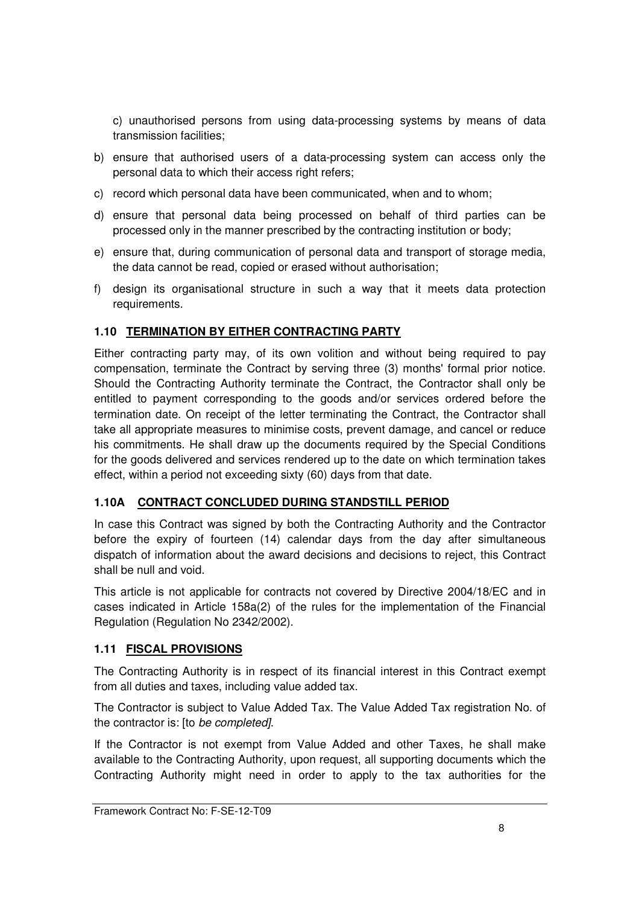c) unauthorised persons from using data-processing systems by means of data transmission facilities;

b) ensure that authorised users of a data-processing system can access only the personal data to which their access right refers;

c) record which personal data have been communicated, when and to whom;

d) ensure that personal data being processed on behalf of third parties can be processed only in the manner prescribed by the contracting institution or body;

e) ensure that, during communication of personal data and transport of storage media, the data cannot be read, copied or erased without authorisation;

f) design its organisational structure in such a way that it meets data protection requirements.

### 1.10 TERMINATION BY EITHER CONTRACTING PARTY

Either contracting party may, of its own volition and without being required to pay compensation, terminate the Contract by serving three (3) months' formal prior notice. Should the Contracting Authority terminate the Contract, the Contractor shall only be entitled to payment corresponding to the goods and/or services ordered before the termination date. On receipt of the letter terminating the Contract, the Contractor shall take all appropriate measures to minimise costs, prevent damage, and cancel or reduce his commitments. He shall draw up the documents required by the Special Conditions for the goods delivered and services rendered up to the date on which termination takes effect, within a period not exceeding sixty (60) days from that date.

### 1.10A CONTRACT CONCLUDED DURING STANDSTILL PERIOD

In case this Contract was signed by both the Contracting Authority and the Contractor before the expiry of fourteen (14) calendar days from the day after simultaneous dispatch of information about the award decisions and decisions to reject, this Contract shall be null and void.

This article is not applicable for contracts not covered by Directive 2004/18/EC and in cases indicated in Article 158a(2) of the rules for the implementation of the Financial Regulation (Regulation No 2342/2002).

### 1.11 FISCAL PROVISIONS

The Contracting Authority is in respect of its financial interest in this Contract exempt from all duties and taxes, including value added tax.

The Contractor is subject to Value Added Tax. The Value Added Tax registration No. of the contractor is: [to *be completed]*.

If the Contractor is not exempt from Value Added and other Taxes, he shall make available to the Contracting Authority, upon request, all supporting documents which the Contracting Authority might need in order to apply to the tax authorities for the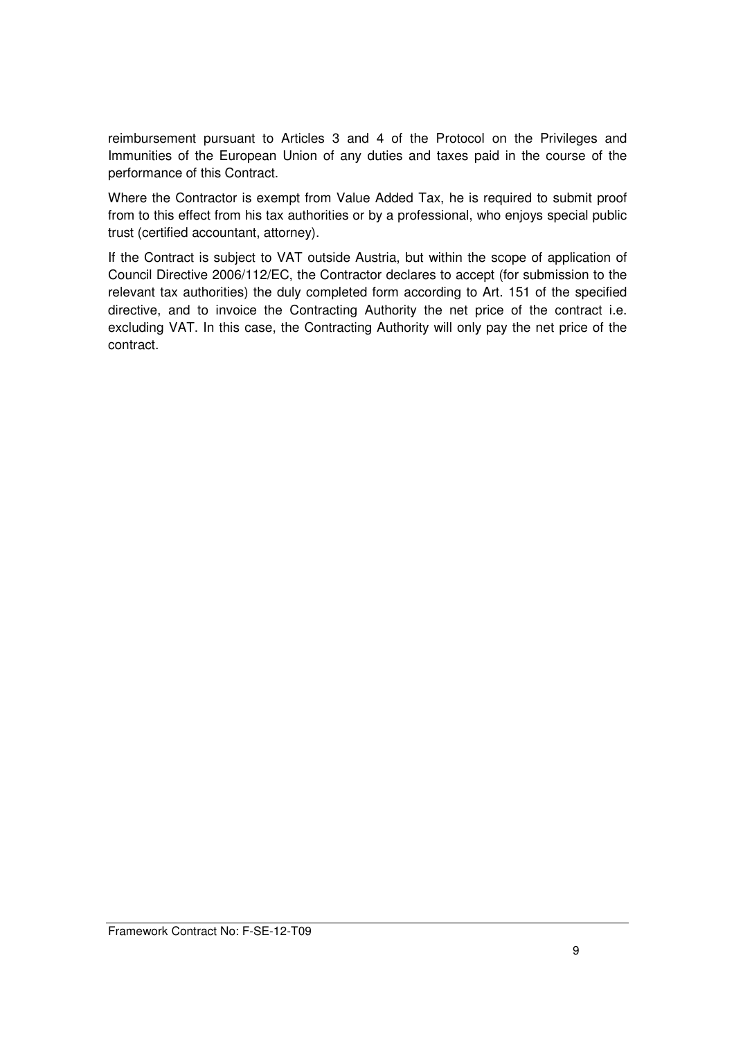reimbursement pursuant to Articles 3 and 4 of the Protocol on the Privileges and Immunities of the European Union of any duties and taxes paid in the course of the performance of this Contract.

Where the Contractor is exempt from Value Added Tax, he is required to submit proof from to this effect from his tax authorities or by a professional, who enjoys special public trust (certified accountant, attorney).

If the Contract is subject to VAT outside Austria, but within the scope of application of Council Directive 2006/112/EC, the Contractor declares to accept (for submission to the relevant tax authorities) the duly completed form according to Art. 151 of the specified directive, and to invoice the Contracting Authority the net price of the contract i.e. excluding VAT. In this case, the Contracting Authority will only pay the net price of the contract.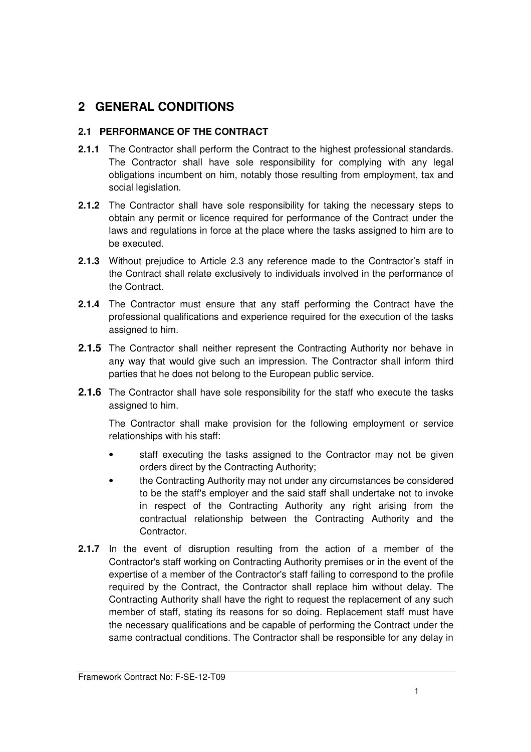# 2 GENERAL CONDITIONS

## 2.1 PERFORMANCE OF THE CONTRACT

**2.1.1** The Contractor shall perform the Contract to the highest professional standards. The Contractor shall have sole responsibility for complying with any legal obligations incumbent on him, notably those resulting from employment, tax and social legislation.

**2.1.2** The Contractor shall have sole responsibility for taking the necessary steps to obtain any permit or licence required for performance of the Contract under the laws and regulations in force at the place where the tasks assigned to him are to be executed.

**2.1.3** Without prejudice to Article 2.3 any reference made to the Contractor's staff in the Contract shall relate exclusively to individuals involved in the performance of the Contract.

**2.1.4** The Contractor must ensure that any staff performing the Contract have the professional qualifications and experience required for the execution of the tasks assigned to him.

**2.1.5** The Contractor shall neither represent the Contracting Authority nor behave in any way that would give such an impression. The Contractor shall inform third parties that he does not belong to the European public service.

**2.1.6** The Contractor shall have sole responsibility for the staff who execute the tasks assigned to him.

The Contractor shall make provision for the following employment or service relationships with his staff:

- staff executing the tasks assigned to the Contractor may not be given orders direct by the Contracting Authority;
- the Contracting Authority may not under any circumstances be considered to be the staff's employer and the said staff shall undertake not to invoke in respect of the Contracting Authority any right arising from the contractual relationship between the Contracting Authority and the Contractor.

**2.1.7** In the event of disruption resulting from the action of a member of the Contractor's staff working on Contracting Authority premises or in the event of the expertise of a member of the Contractor's staff failing to correspond to the profile required by the Contract, the Contractor shall replace him without delay. The Contracting Authority shall have the right to request the replacement of any such member of staff, stating its reasons for so doing. Replacement staff must have the necessary qualifications and be capable of performing the Contract under the same contractual conditions. The Contractor shall be responsible for any delay in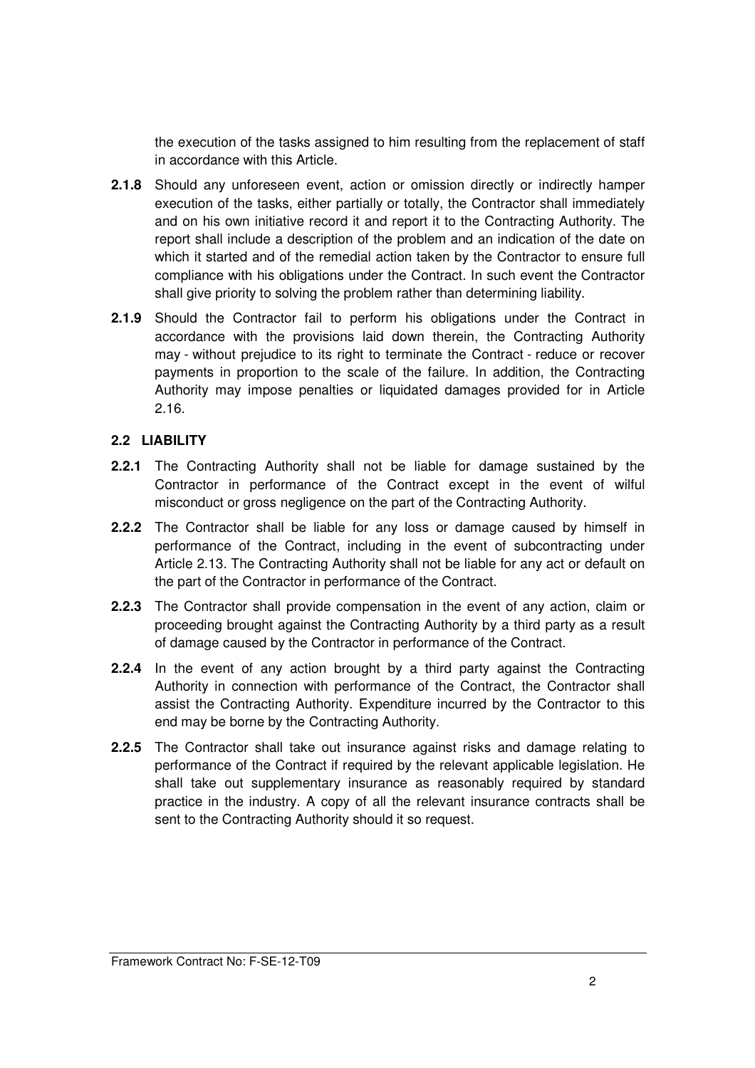the execution of the tasks assigned to him resulting from the replacement of staff in accordance with this Article.

**2.1.8** Should any unforeseen event, action or omission directly or indirectly hamper execution of the tasks, either partially or totally, the Contractor shall immediately and on his own initiative record it and report it to the Contracting Authority. The report shall include a description of the problem and an indication of the date on which it started and of the remedial action taken by the Contractor to ensure full compliance with his obligations under the Contract. In such event the Contractor shall give priority to solving the problem rather than determining liability.

**2.1.9** Should the Contractor fail to perform his obligations under the Contract in accordance with the provisions laid down therein, the Contracting Authority may - without prejudice to its right to terminate the Contract - reduce or recover payments in proportion to the scale of the failure. In addition, the Contracting Authority may impose penalties or liquidated damages provided for in Article 2.16.

## 2.2 LIABILITY

**2.2.1** The Contracting Authority shall not be liable for damage sustained by the Contractor in performance of the Contract except in the event of wilful misconduct or gross negligence on the part of the Contracting Authority.

**2.2.2** The Contractor shall be liable for any loss or damage caused by himself in performance of the Contract, including in the event of subcontracting under Article 2.13. The Contracting Authority shall not be liable for any act or default on the part of the Contractor in performance of the Contract.

**2.2.3** The Contractor shall provide compensation in the event of any action, claim or proceeding brought against the Contracting Authority by a third party as a result of damage caused by the Contractor in performance of the Contract.

**2.2.4** In the event of any action brought by a third party against the Contracting Authority in connection with performance of the Contract, the Contractor shall assist the Contracting Authority. Expenditure incurred by the Contractor to this end may be borne by the Contracting Authority.

**2.2.5** The Contractor shall take out insurance against risks and damage relating to performance of the Contract if required by the relevant applicable legislation. He shall take out supplementary insurance as reasonably required by standard practice in the industry. A copy of all the relevant insurance contracts shall be sent to the Contracting Authority should it so request.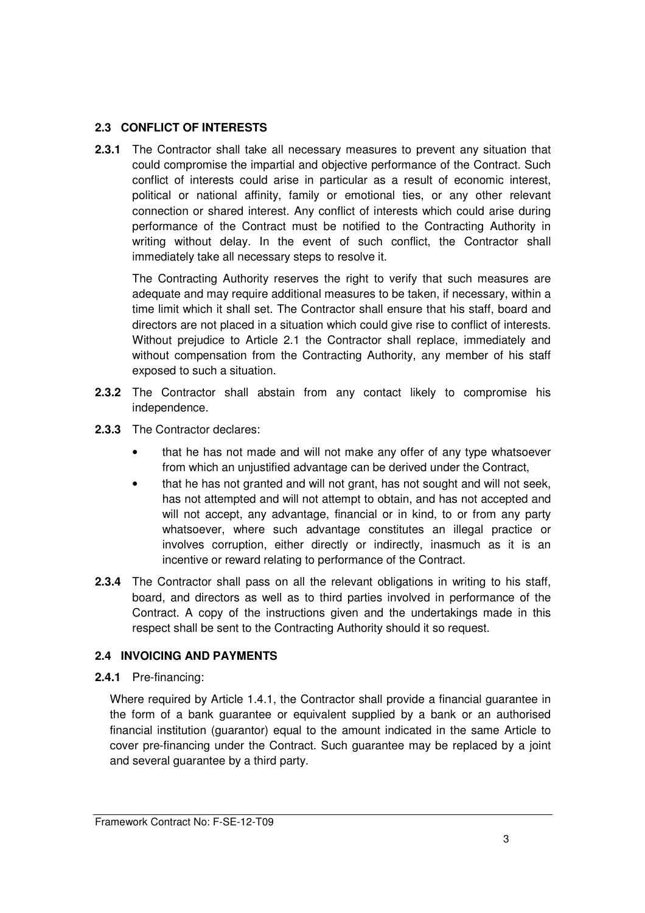### 2.3 CONFLICT OF INTERESTS

**2.3.1** The Contractor shall take all necessary measures to prevent any situation that could compromise the impartial and objective performance of the Contract. Such conflict of interests could arise in particular as a result of economic interest, political or national affinity, family or emotional ties, or any other relevant connection or shared interest. Any conflict of interests which could arise during performance of the Contract must be notified to the Contracting Authority in writing without delay. In the event of such conflict, the Contractor shall immediately take all necessary steps to resolve it.

The Contracting Authority reserves the right to verify that such measures are adequate and may require additional measures to be taken, if necessary, within a time limit which it shall set. The Contractor shall ensure that his staff, board and directors are not placed in a situation which could give rise to conflict of interests. Without prejudice to Article 2.1 the Contractor shall replace, immediately and without compensation from the Contracting Authority, any member of his staff exposed to such a situation.

**2.3.2** The Contractor shall abstain from any contact likely to compromise his independence.

**2.3.3** The Contractor declares:

- that he has not made and will not make any offer of any type whatsoever from which an unjustified advantage can be derived under the Contract,
- that he has not granted and will not grant, has not sought and will not seek, has not attempted and will not attempt to obtain, and has not accepted and will not accept, any advantage, financial or in kind, to or from any party whatsoever, where such advantage constitutes an illegal practice or involves corruption, either directly or indirectly, inasmuch as it is an incentive or reward relating to performance of the Contract.

**2.3.4** The Contractor shall pass on all the relevant obligations in writing to his staff, board, and directors as well as to third parties involved in performance of the Contract. A copy of the instructions given and the undertakings made in this respect shall be sent to the Contracting Authority should it so request.

### 2.4 INVOICING AND PAYMENTS

**2.4.1** Pre-financing:

Where required by Article 1.4.1, the Contractor shall provide a financial guarantee in the form of a bank guarantee or equivalent supplied by a bank or an authorised financial institution (guarantor) equal to the amount indicated in the same Article to cover pre-financing under the Contract. Such guarantee may be replaced by a joint and several guarantee by a third party.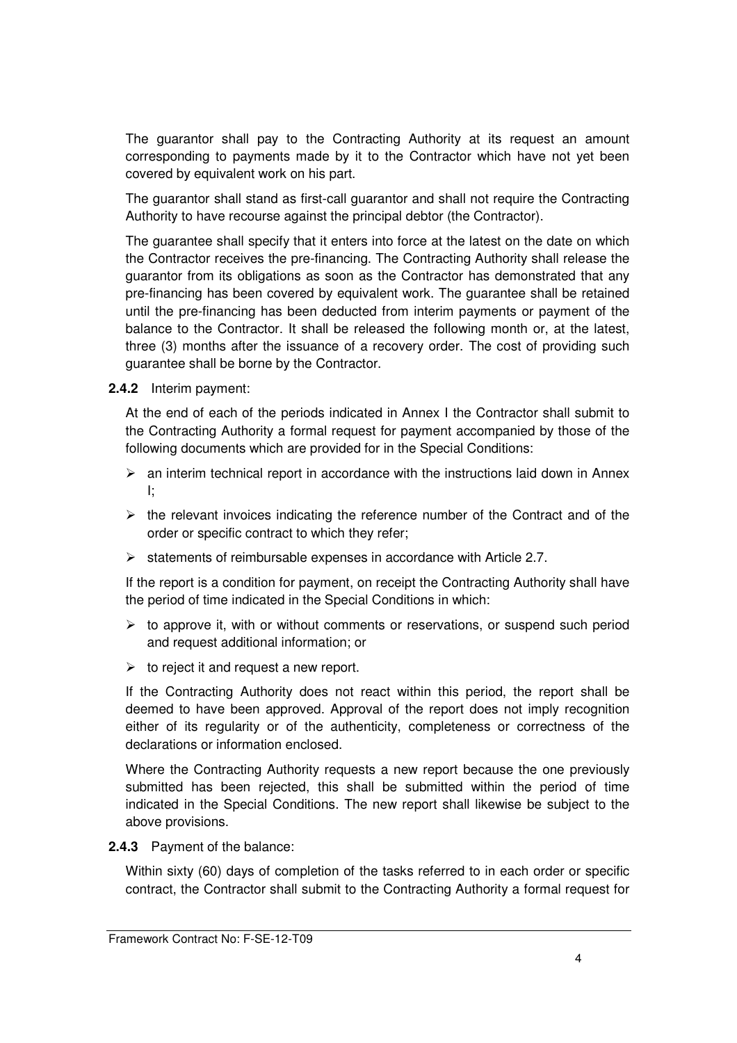The guarantor shall pay to the Contracting Authority at its request an amount corresponding to payments made by it to the Contractor which have not yet been covered by equivalent work on his part.

The guarantor shall stand as first-call guarantor and shall not require the Contracting Authority to have recourse against the principal debtor (the Contractor).

The guarantee shall specify that it enters into force at the latest on the date on which the Contractor receives the pre-financing. The Contracting Authority shall release the guarantor from its obligations as soon as the Contractor has demonstrated that any pre-financing has been covered by equivalent work. The guarantee shall be retained until the pre-financing has been deducted from interim payments or payment of the balance to the Contractor. It shall be released the following month or, at the latest, three (3) months after the issuance of a recovery order. The cost of providing such guarantee shall be borne by the Contractor.

**2.4.2** Interim payment:

At the end of each of the periods indicated in Annex I the Contractor shall submit to the Contracting Authority a formal request for payment accompanied by those of the following documents which are provided for in the Special Conditions:

- an interim technical report in accordance with the instructions laid down in Annex I;
- the relevant invoices indicating the reference number of the Contract and of the order or specific contract to which they refer;
- statements of reimbursable expenses in accordance with Article 2.7.

If the report is a condition for payment, on receipt the Contracting Authority shall have the period of time indicated in the Special Conditions in which:

- to approve it, with or without comments or reservations, or suspend such period and request additional information; or
- to reject it and request a new report.

If the Contracting Authority does not react within this period, the report shall be deemed to have been approved. Approval of the report does not imply recognition either of its regularity or of the authenticity, completeness or correctness of the declarations or information enclosed.

Where the Contracting Authority requests a new report because the one previously submitted has been rejected, this shall be submitted within the period of time indicated in the Special Conditions. The new report shall likewise be subject to the above provisions.

**2.4.3** Payment of the balance:

Within sixty (60) days of completion of the tasks referred to in each order or specific contract, the Contractor shall submit to the Contracting Authority a formal request for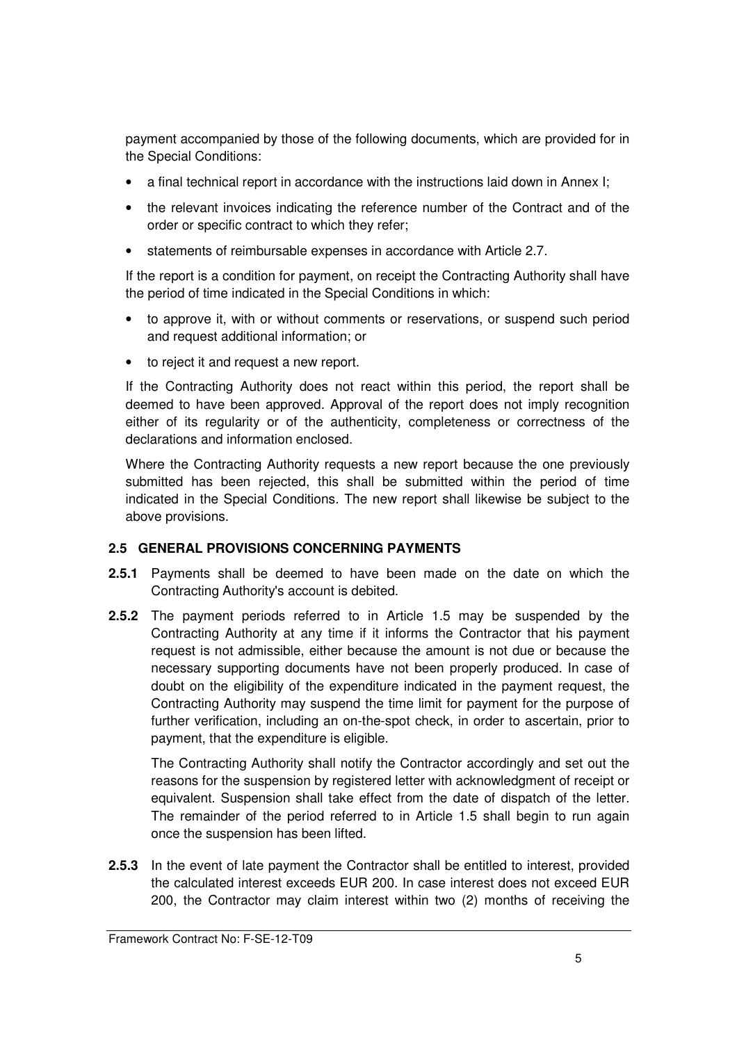payment accompanied by those of the following documents, which are provided for in the Special Conditions:

- a final technical report in accordance with the instructions laid down in Annex I;
- the relevant invoices indicating the reference number of the Contract and of the order or specific contract to which they refer;
- statements of reimbursable expenses in accordance with Article 2.7.

If the report is a condition for payment, on receipt the Contracting Authority shall have the period of time indicated in the Special Conditions in which:

- to approve it, with or without comments or reservations, or suspend such period and request additional information; or
- to reject it and request a new report.

If the Contracting Authority does not react within this period, the report shall be deemed to have been approved. Approval of the report does not imply recognition either of its regularity or of the authenticity, completeness or correctness of the declarations and information enclosed.

Where the Contracting Authority requests a new report because the one previously submitted has been rejected, this shall be submitted within the period of time indicated in the Special Conditions. The new report shall likewise be subject to the above provisions.

### 2.5 GENERAL PROVISIONS CONCERNING PAYMENTS

**2.5.1** Payments shall be deemed to have been made on the date on which the Contracting Authority's account is debited.

**2.5.2** The payment periods referred to in Article 1.5 may be suspended by the Contracting Authority at any time if it informs the Contractor that his payment request is not admissible, either because the amount is not due or because the necessary supporting documents have not been properly produced. In case of doubt on the eligibility of the expenditure indicated in the payment request, the Contracting Authority may suspend the time limit for payment for the purpose of further verification, including an on-the-spot check, in order to ascertain, prior to payment, that the expenditure is eligible.

The Contracting Authority shall notify the Contractor accordingly and set out the reasons for the suspension by registered letter with acknowledgment of receipt or equivalent. Suspension shall take effect from the date of dispatch of the letter. The remainder of the period referred to in Article 1.5 shall begin to run again once the suspension has been lifted.

**2.5.3** In the event of late payment the Contractor shall be entitled to interest, provided the calculated interest exceeds EUR 200. In case interest does not exceed EUR 200, the Contractor may claim interest within two (2) months of receiving the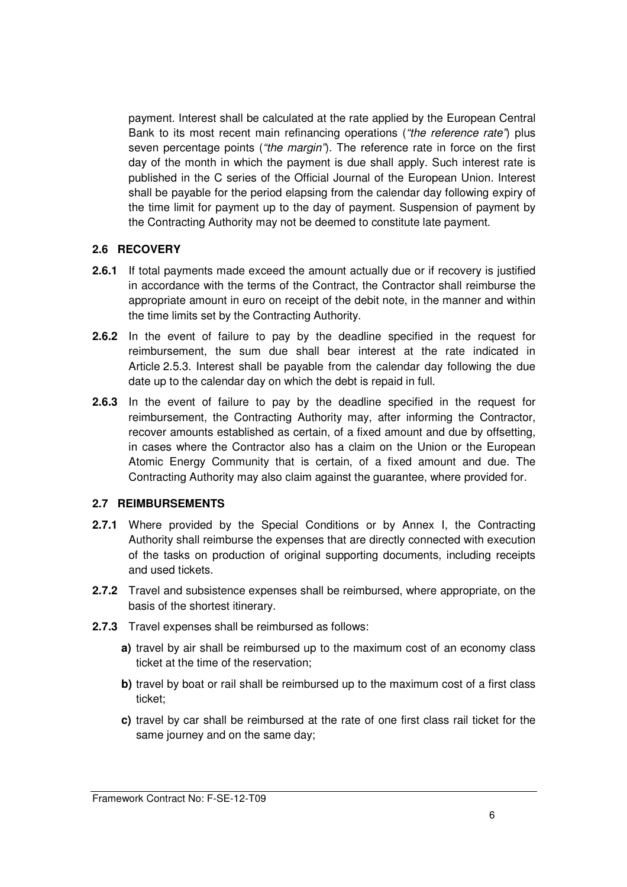payment. Interest shall be calculated at the rate applied by the European Central Bank to its most recent main refinancing operations (*"the reference rate"*) plus seven percentage points (*"the margin"*). The reference rate in force on the first day of the month in which the payment is due shall apply. Such interest rate is published in the C series of the Official Journal of the European Union. Interest shall be payable for the period elapsing from the calendar day following expiry of the time limit for payment up to the day of payment. Suspension of payment by the Contracting Authority may not be deemed to constitute late payment.

## 2.6 RECOVERY

**2.6.1** If total payments made exceed the amount actually due or if recovery is justified in accordance with the terms of the Contract, the Contractor shall reimburse the appropriate amount in euro on receipt of the debit note, in the manner and within the time limits set by the Contracting Authority.

**2.6.2** In the event of failure to pay by the deadline specified in the request for reimbursement, the sum due shall bear interest at the rate indicated in Article 2.5.3. Interest shall be payable from the calendar day following the due date up to the calendar day on which the debt is repaid in full.

**2.6.3** In the event of failure to pay by the deadline specified in the request for reimbursement, the Contracting Authority may, after informing the Contractor, recover amounts established as certain, of a fixed amount and due by offsetting, in cases where the Contractor also has a claim on the Union or the European Atomic Energy Community that is certain, of a fixed amount and due. The Contracting Authority may also claim against the guarantee, where provided for.

## 2.7 REIMBURSEMENTS

**2.7.1** Where provided by the Special Conditions or by Annex I, the Contracting Authority shall reimburse the expenses that are directly connected with execution of the tasks on production of original supporting documents, including receipts and used tickets.

**2.7.2** Travel and subsistence expenses shall be reimbursed, where appropriate, on the basis of the shortest itinerary.

**2.7.3** Travel expenses shall be reimbursed as follows:

- **a)** travel by air shall be reimbursed up to the maximum cost of an economy class ticket at the time of the reservation;
- **b)** travel by boat or rail shall be reimbursed up to the maximum cost of a first class ticket;
- **c)** travel by car shall be reimbursed at the rate of one first class rail ticket for the same journey and on the same day;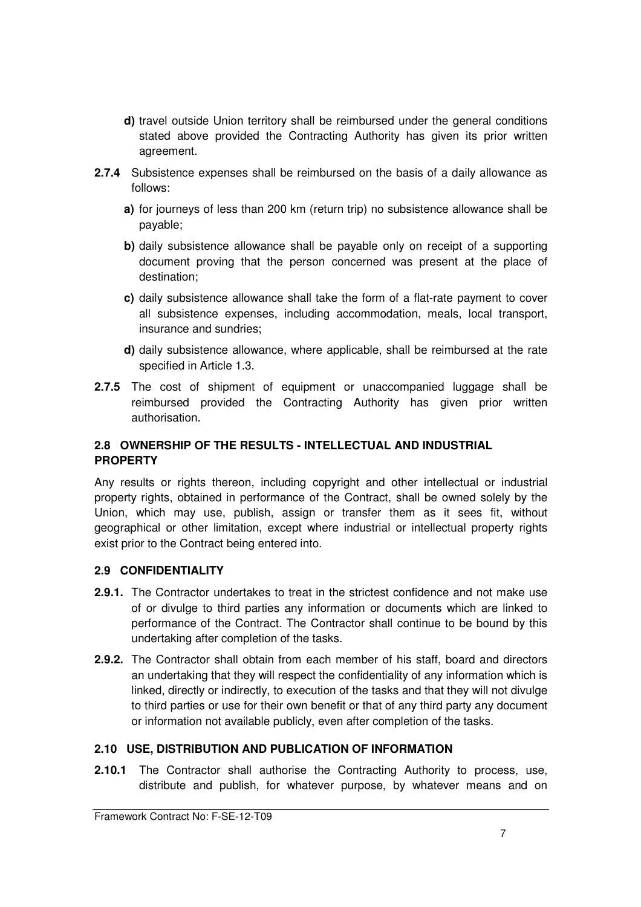**d)** travel outside Union territory shall be reimbursed under the general conditions stated above provided the Contracting Authority has given its prior written agreement.

**2.7.4** Subsistence expenses shall be reimbursed on the basis of a daily allowance as follows:

**a)** for journeys of less than 200 km (return trip) no subsistence allowance shall be payable;

**b)** daily subsistence allowance shall be payable only on receipt of a supporting document proving that the person concerned was present at the place of destination;

**c)** daily subsistence allowance shall take the form of a flat-rate payment to cover all subsistence expenses, including accommodation, meals, local transport, insurance and sundries;

**d)** daily subsistence allowance, where applicable, shall be reimbursed at the rate specified in Article 1.3.

**2.7.5** The cost of shipment of equipment or unaccompanied luggage shall be reimbursed provided the Contracting Authority has given prior written authorisation.

### 2.8 OWNERSHIP OF THE RESULTS - INTELLECTUAL AND INDUSTRIAL PROPERTY

Any results or rights thereon, including copyright and other intellectual or industrial property rights, obtained in performance of the Contract, shall be owned solely by the Union, which may use, publish, assign or transfer them as it sees fit, without geographical or other limitation, except where industrial or intellectual property rights exist prior to the Contract being entered into.

### 2.9 CONFIDENTIALITY

**2.9.1.** The Contractor undertakes to treat in the strictest confidence and not make use of or divulge to third parties any information or documents which are linked to performance of the Contract. The Contractor shall continue to be bound by this undertaking after completion of the tasks.

**2.9.2.** The Contractor shall obtain from each member of his staff, board and directors an undertaking that they will respect the confidentiality of any information which is linked, directly or indirectly, to execution of the tasks and that they will not divulge to third parties or use for their own benefit or that of any third party any document or information not available publicly, even after completion of the tasks.

### 2.10 USE, DISTRIBUTION AND PUBLICATION OF INFORMATION

**2.10.1** The Contractor shall authorise the Contracting Authority to process, use, distribute and publish, for whatever purpose, by whatever means and on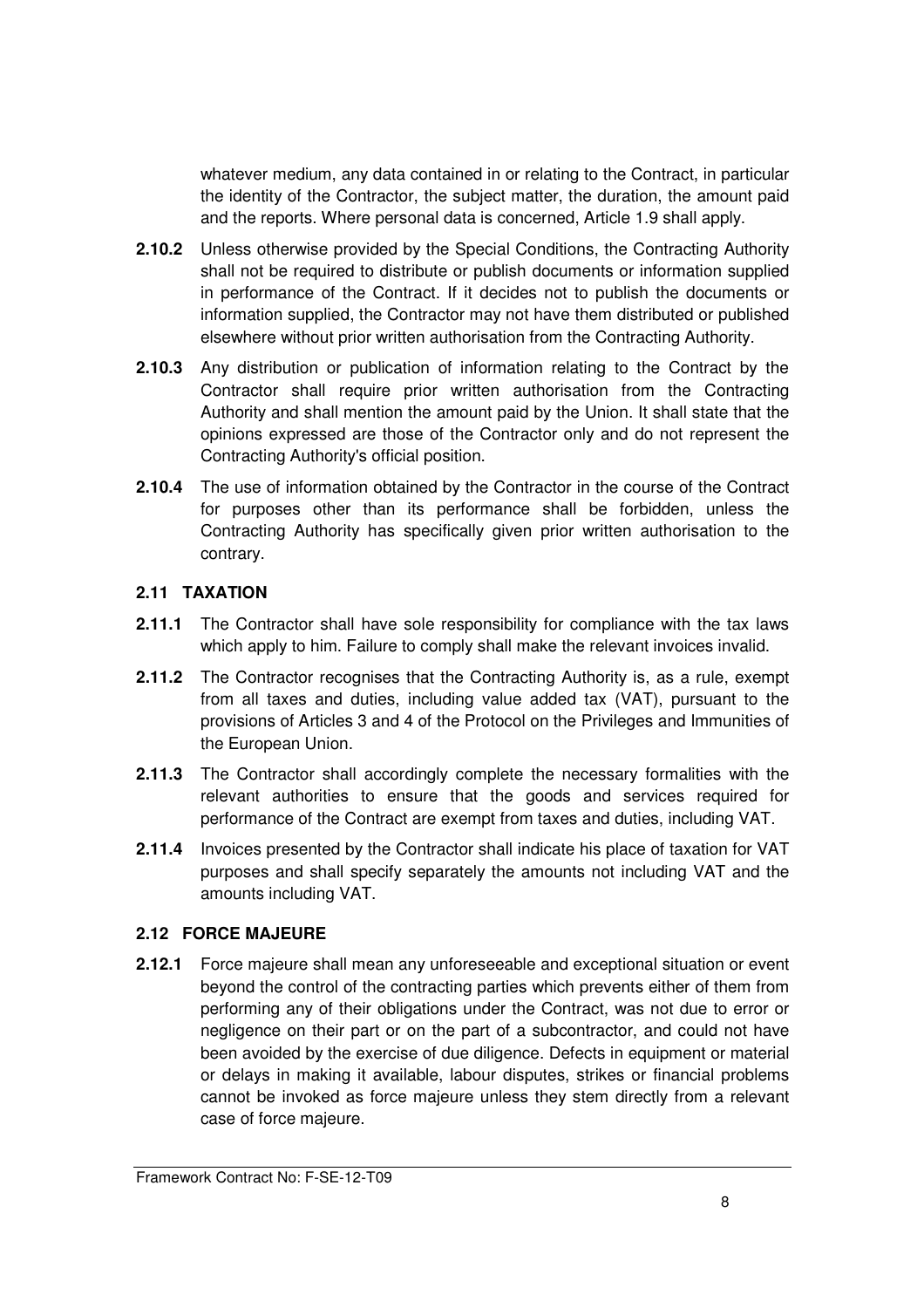whatever medium, any data contained in or relating to the Contract, in particular the identity of the Contractor, the subject matter, the duration, the amount paid and the reports. Where personal data is concerned, Article 1.9 shall apply.

**2.10.2** Unless otherwise provided by the Special Conditions, the Contracting Authority shall not be required to distribute or publish documents or information supplied in performance of the Contract. If it decides not to publish the documents or information supplied, the Contractor may not have them distributed or published elsewhere without prior written authorisation from the Contracting Authority.

**2.10.3** Any distribution or publication of information relating to the Contract by the Contractor shall require prior written authorisation from the Contracting Authority and shall mention the amount paid by the Union. It shall state that the opinions expressed are those of the Contractor only and do not represent the Contracting Authority's official position.

**2.10.4** The use of information obtained by the Contractor in the course of the Contract for purposes other than its performance shall be forbidden, unless the Contracting Authority has specifically given prior written authorisation to the contrary.

### 2.11 TAXATION

**2.11.1** The Contractor shall have sole responsibility for compliance with the tax laws which apply to him. Failure to comply shall make the relevant invoices invalid.

**2.11.2** The Contractor recognises that the Contracting Authority is, as a rule, exempt from all taxes and duties, including value added tax (VAT), pursuant to the provisions of Articles 3 and 4 of the Protocol on the Privileges and Immunities of the European Union.

**2.11.3** The Contractor shall accordingly complete the necessary formalities with the relevant authorities to ensure that the goods and services required for performance of the Contract are exempt from taxes and duties, including VAT.

**2.11.4** Invoices presented by the Contractor shall indicate his place of taxation for VAT purposes and shall specify separately the amounts not including VAT and the amounts including VAT.

### 2.12 FORCE MAJEURE

**2.12.1** Force majeure shall mean any unforeseeable and exceptional situation or event beyond the control of the contracting parties which prevents either of them from performing any of their obligations under the Contract, was not due to error or negligence on their part or on the part of a subcontractor, and could not have been avoided by the exercise of due diligence. Defects in equipment or material or delays in making it available, labour disputes, strikes or financial problems cannot be invoked as force majeure unless they stem directly from a relevant case of force majeure.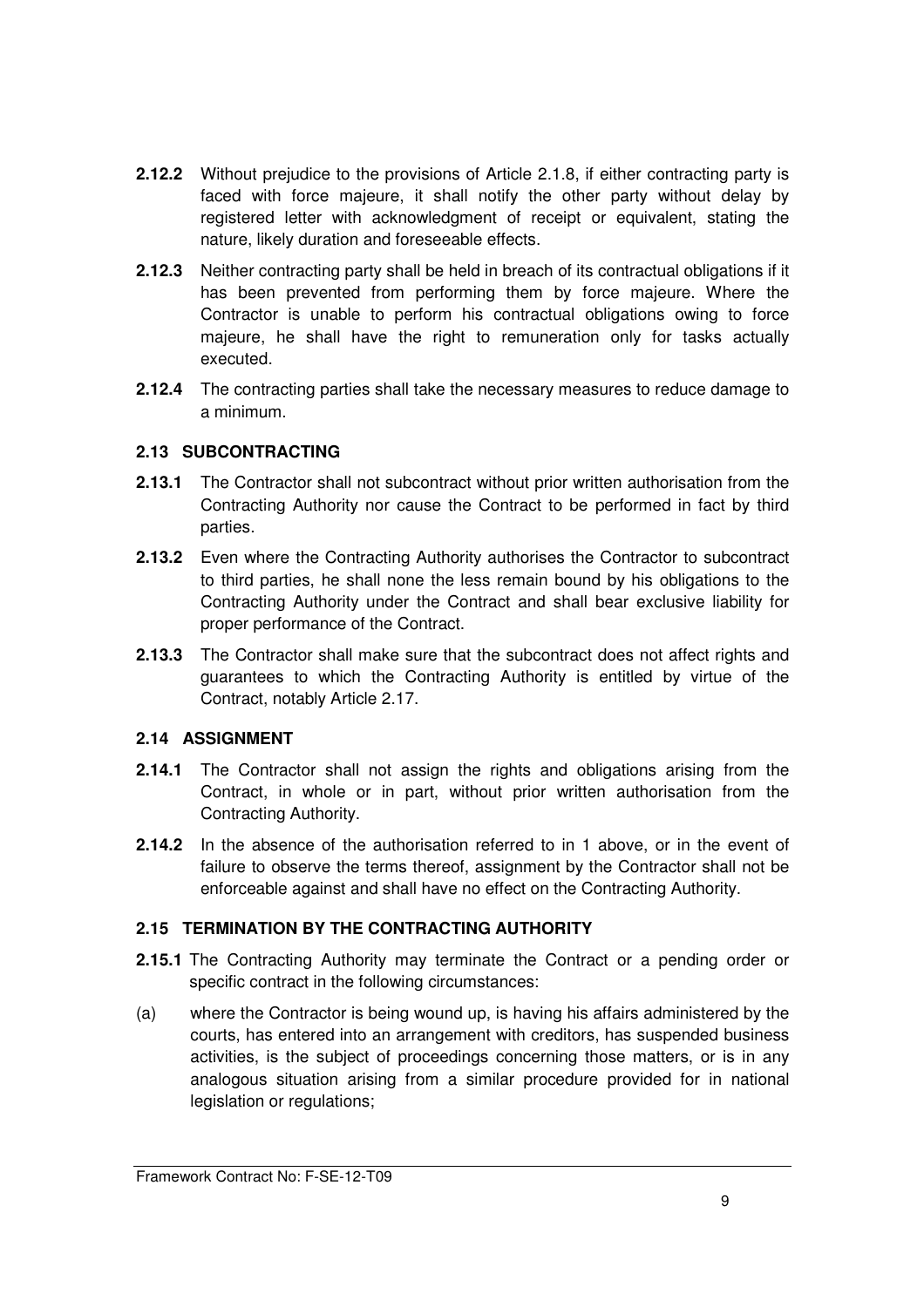**2.12.2** Without prejudice to the provisions of Article 2.1.8, if either contracting party is faced with force majeure, it shall notify the other party without delay by registered letter with acknowledgment of receipt or equivalent, stating the nature, likely duration and foreseeable effects.

**2.12.3** Neither contracting party shall be held in breach of its contractual obligations if it has been prevented from performing them by force majeure. Where the Contractor is unable to perform his contractual obligations owing to force majeure, he shall have the right to remuneration only for tasks actually executed.

**2.12.4** The contracting parties shall take the necessary measures to reduce damage to a minimum.

### 2.13 SUBCONTRACTING

**2.13.1** The Contractor shall not subcontract without prior written authorisation from the Contracting Authority nor cause the Contract to be performed in fact by third parties.

**2.13.2** Even where the Contracting Authority authorises the Contractor to subcontract to third parties, he shall none the less remain bound by his obligations to the Contracting Authority under the Contract and shall bear exclusive liability for proper performance of the Contract.

**2.13.3** The Contractor shall make sure that the subcontract does not affect rights and guarantees to which the Contracting Authority is entitled by virtue of the Contract, notably Article 2.17.

### 2.14 ASSIGNMENT

**2.14.1** The Contractor shall not assign the rights and obligations arising from the Contract, in whole or in part, without prior written authorisation from the Contracting Authority.

**2.14.2** In the absence of the authorisation referred to in 1 above, or in the event of failure to observe the terms thereof, assignment by the Contractor shall not be enforceable against and shall have no effect on the Contracting Authority.

### 2.15 TERMINATION BY THE CONTRACTING AUTHORITY

**2.15.1** The Contracting Authority may terminate the Contract or a pending order or specific contract in the following circumstances:

(a) where the Contractor is being wound up, is having his affairs administered by the courts, has entered into an arrangement with creditors, has suspended business activities, is the subject of proceedings concerning those matters, or is in any analogous situation arising from a similar procedure provided for in national legislation or regulations;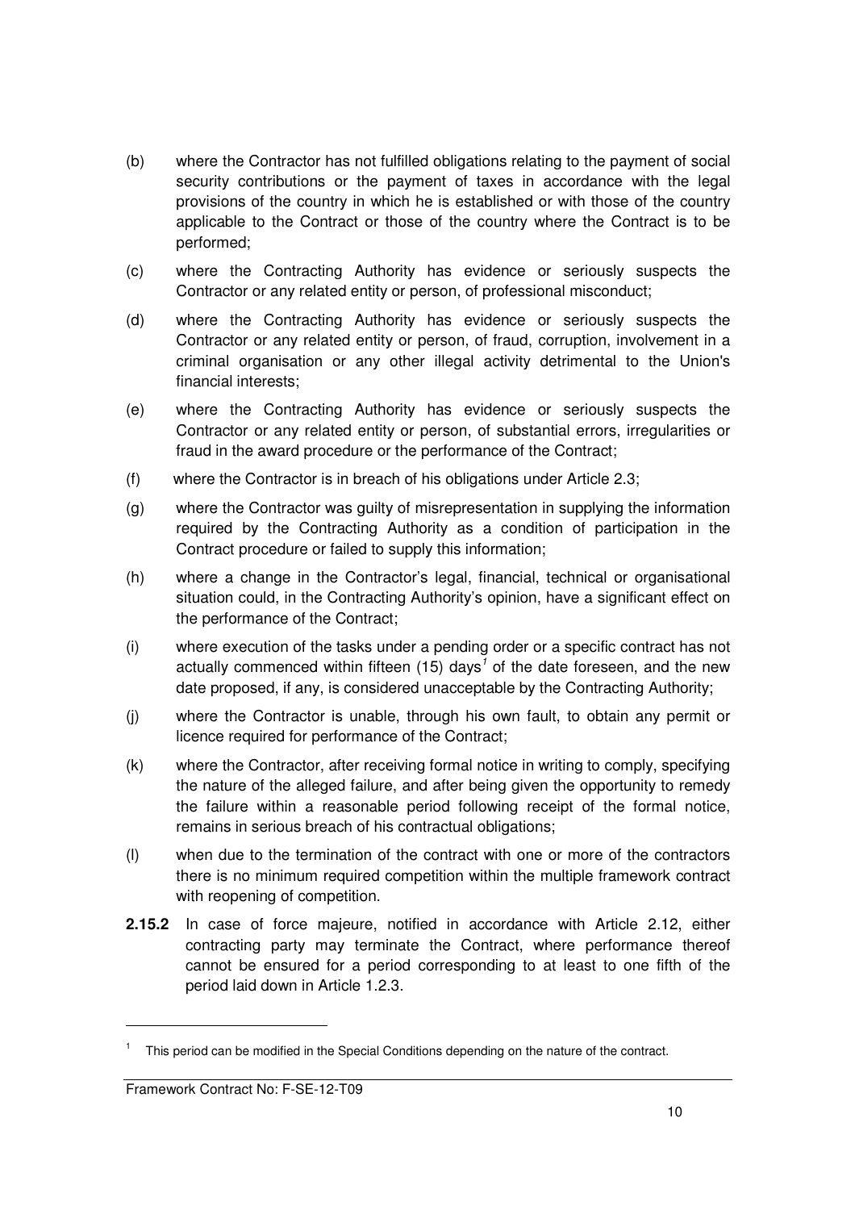(b) where the Contractor has not fulfilled obligations relating to the payment of social security contributions or the payment of taxes in accordance with the legal provisions of the country in which he is established or with those of the country applicable to the Contract or those of the country where the Contract is to be performed;

(c) where the Contracting Authority has evidence or seriously suspects the Contractor or any related entity or person, of professional misconduct;

(d) where the Contracting Authority has evidence or seriously suspects the Contractor or any related entity or person, of fraud, corruption, involvement in a criminal organisation or any other illegal activity detrimental to the Union's financial interests;

(e) where the Contracting Authority has evidence or seriously suspects the Contractor or any related entity or person, of substantial errors, irregularities or fraud in the award procedure or the performance of the Contract;

(f) where the Contractor is in breach of his obligations under Article 2.3;

(g) where the Contractor was guilty of misrepresentation in supplying the information required by the Contracting Authority as a condition of participation in the Contract procedure or failed to supply this information;

(h) where a change in the Contractor's legal, financial, technical or organisational situation could, in the Contracting Authority's opinion, have a significant effect on the performance of the Contract;

(i) where execution of the tasks under a pending order or a specific contract has not actually commenced within fifteen (15) days[1] of the date foreseen, and the new date proposed, if any, is considered unacceptable by the Contracting Authority;

(j) where the Contractor is unable, through his own fault, to obtain any permit or licence required for performance of the Contract;

(k) where the Contractor, after receiving formal notice in writing to comply, specifying the nature of the alleged failure, and after being given the opportunity to remedy the failure within a reasonable period following receipt of the formal notice, remains in serious breach of his contractual obligations;

(l) when due to the termination of the contract with one or more of the contractors there is no minimum required competition within the multiple framework contract with reopening of competition.

**2.15.2** In case of force majeure, notified in accordance with Article 2.12, either contracting party may terminate the Contract, where performance thereof cannot be ensured for a period corresponding to at least to one fifth of the period laid down in Article 1.2.3.

---

[1] This period can be modified in the Special Conditions depending on the nature of the contract.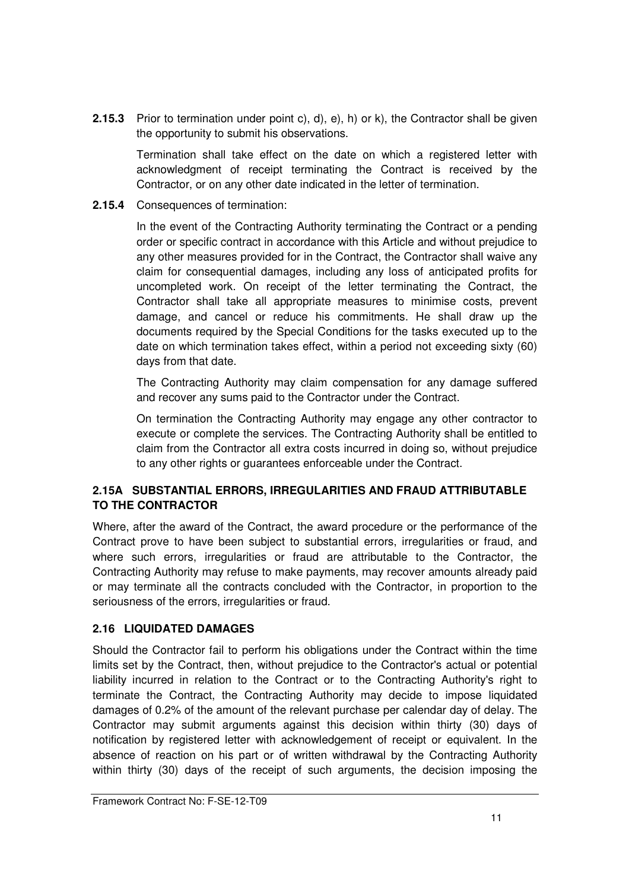**2.15.3** Prior to termination under point c), d), e), h) or k), the Contractor shall be given the opportunity to submit his observations.

Termination shall take effect on the date on which a registered letter with acknowledgment of receipt terminating the Contract is received by the Contractor, or on any other date indicated in the letter of termination.

**2.15.4** Consequences of termination:

In the event of the Contracting Authority terminating the Contract or a pending order or specific contract in accordance with this Article and without prejudice to any other measures provided for in the Contract, the Contractor shall waive any claim for consequential damages, including any loss of anticipated profits for uncompleted work. On receipt of the letter terminating the Contract, the Contractor shall take all appropriate measures to minimise costs, prevent damage, and cancel or reduce his commitments. He shall draw up the documents required by the Special Conditions for the tasks executed up to the date on which termination takes effect, within a period not exceeding sixty (60) days from that date.

The Contracting Authority may claim compensation for any damage suffered and recover any sums paid to the Contractor under the Contract.

On termination the Contracting Authority may engage any other contractor to execute or complete the services. The Contracting Authority shall be entitled to claim from the Contractor all extra costs incurred in doing so, without prejudice to any other rights or guarantees enforceable under the Contract.

### 2.15A SUBSTANTIAL ERRORS, IRREGULARITIES AND FRAUD ATTRIBUTABLE TO THE CONTRACTOR

Where, after the award of the Contract, the award procedure or the performance of the Contract prove to have been subject to substantial errors, irregularities or fraud, and where such errors, irregularities or fraud are attributable to the Contractor, the Contracting Authority may refuse to make payments, may recover amounts already paid or may terminate all the contracts concluded with the Contractor, in proportion to the seriousness of the errors, irregularities or fraud.

### 2.16 LIQUIDATED DAMAGES

Should the Contractor fail to perform his obligations under the Contract within the time limits set by the Contract, then, without prejudice to the Contractor's actual or potential liability incurred in relation to the Contract or to the Contracting Authority's right to terminate the Contract, the Contracting Authority may decide to impose liquidated damages of 0.2% of the amount of the relevant purchase per calendar day of delay. The Contractor may submit arguments against this decision within thirty (30) days of notification by registered letter with acknowledgement of receipt or equivalent. In the absence of reaction on his part or of written withdrawal by the Contracting Authority within thirty (30) days of the receipt of such arguments, the decision imposing the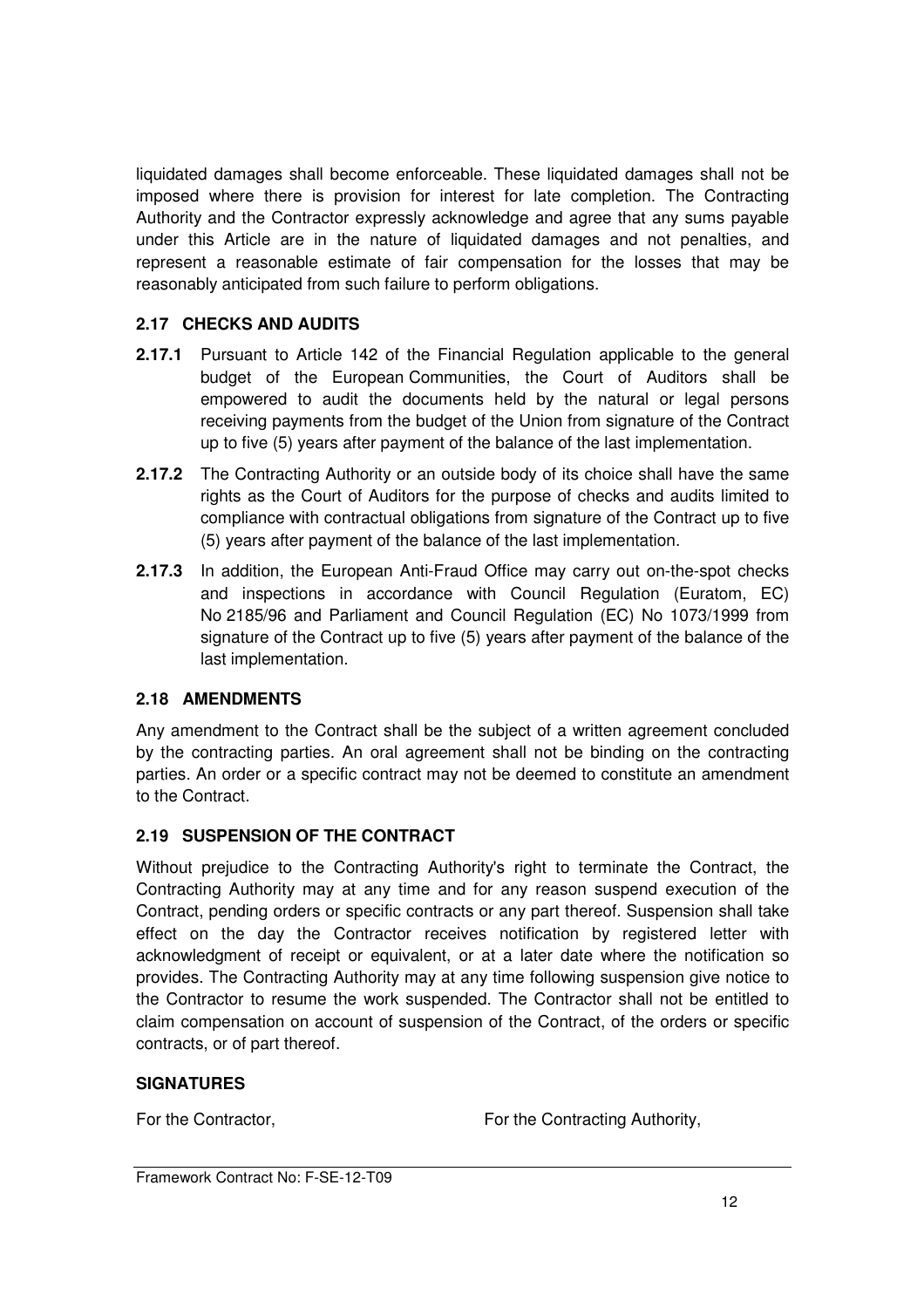liquidated damages shall become enforceable. These liquidated damages shall not be imposed where there is provision for interest for late completion. The Contracting Authority and the Contractor expressly acknowledge and agree that any sums payable under this Article are in the nature of liquidated damages and not penalties, and represent a reasonable estimate of fair compensation for the losses that may be reasonably anticipated from such failure to perform obligations.

### 2.17 CHECKS AND AUDITS

**2.17.1** Pursuant to Article 142 of the Financial Regulation applicable to the general budget of the European Communities, the Court of Auditors shall be empowered to audit the documents held by the natural or legal persons receiving payments from the budget of the Union from signature of the Contract up to five (5) years after payment of the balance of the last implementation.

**2.17.2** The Contracting Authority or an outside body of its choice shall have the same rights as the Court of Auditors for the purpose of checks and audits limited to compliance with contractual obligations from signature of the Contract up to five (5) years after payment of the balance of the last implementation.

**2.17.3** In addition, the European Anti-Fraud Office may carry out on-the-spot checks and inspections in accordance with Council Regulation (Euratom, EC) No 2185/96 and Parliament and Council Regulation (EC) No 1073/1999 from signature of the Contract up to five (5) years after payment of the balance of the last implementation.

### 2.18 AMENDMENTS

Any amendment to the Contract shall be the subject of a written agreement concluded by the contracting parties. An oral agreement shall not be binding on the contracting parties. An order or a specific contract may not be deemed to constitute an amendment to the Contract.

### 2.19 SUSPENSION OF THE CONTRACT

Without prejudice to the Contracting Authority's right to terminate the Contract, the Contracting Authority may at any time and for any reason suspend execution of the Contract, pending orders or specific contracts or any part thereof. Suspension shall take effect on the day the Contractor receives notification by registered letter with acknowledgment of receipt or equivalent, or at a later date where the notification so provides. The Contracting Authority may at any time following suspension give notice to the Contractor to resume the work suspended. The Contractor shall not be entitled to claim compensation on account of suspension of the Contract, of the orders or specific contracts, or of part thereof.

### SIGNATURES

For the Contractor, For the Contracting Authority,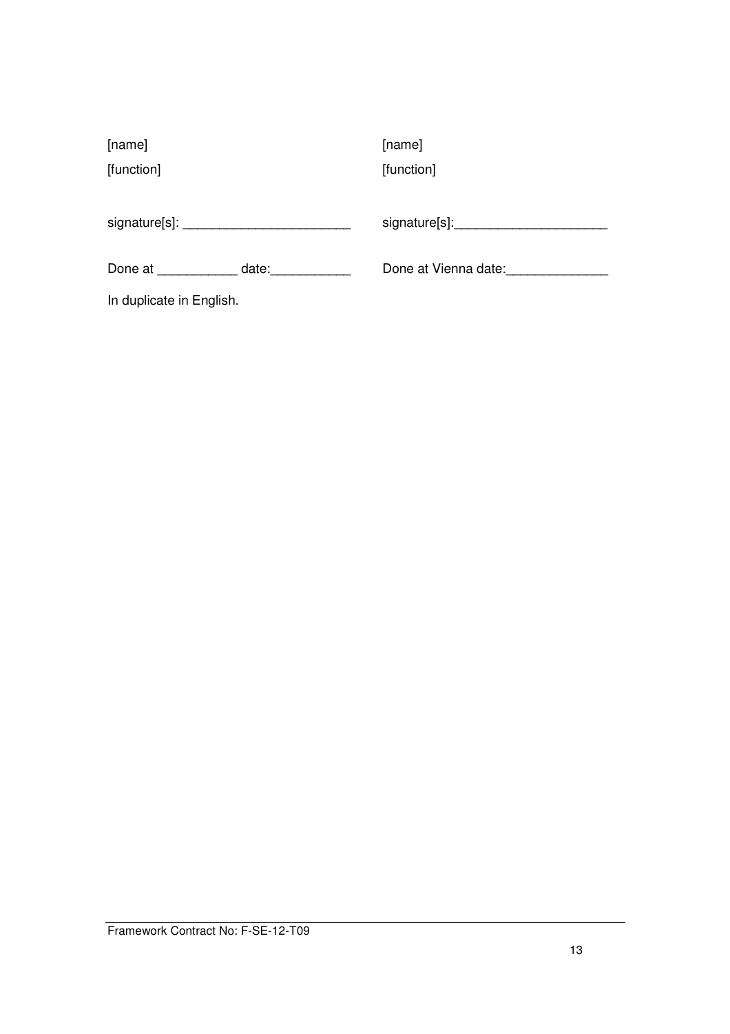| | |
|---|---|
| [name] | [name] |
| [function] | [function] |
| signature[s]: _______________________ | signature[s]:_____________________ |
| Done at ___________ date:___________ | Done at Vienna date:______________ |

In duplicate in English.

Framework Contract No: F-SE-12-T09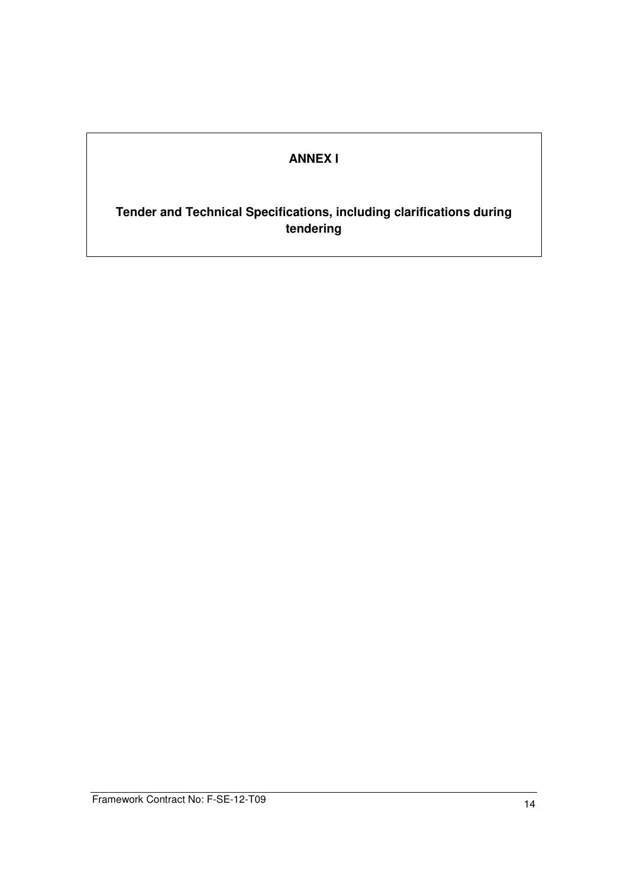**ANNEX I**

**Tender and Technical Specifications, including clarifications during tendering**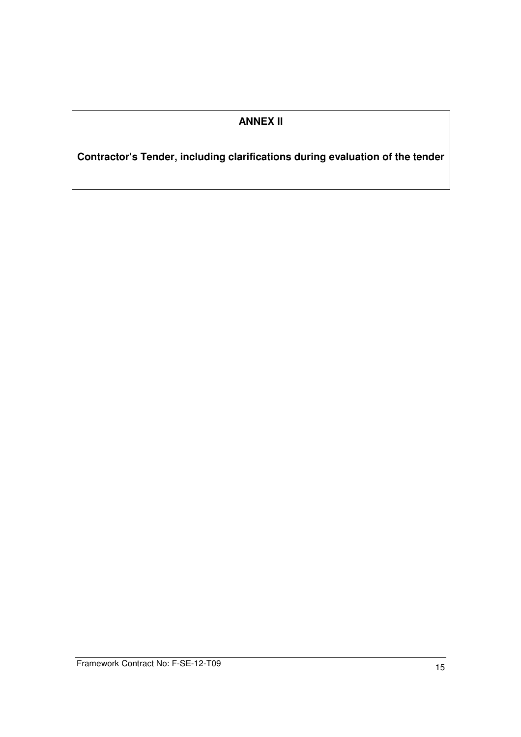# ANNEX II

**Contractor's Tender, including clarifications during evaluation of the tender**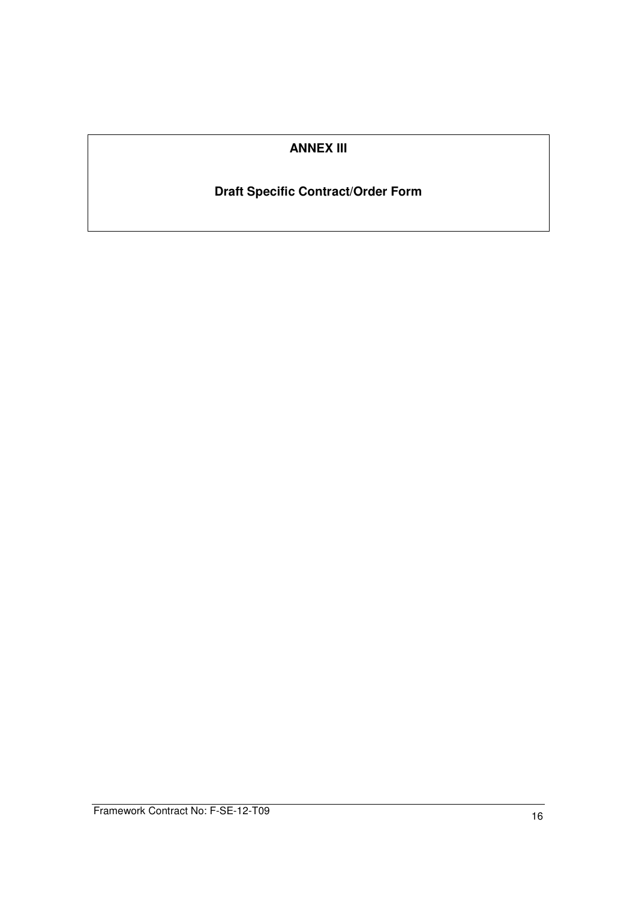**ANNEX III**

**Draft Specific Contract/Order Form**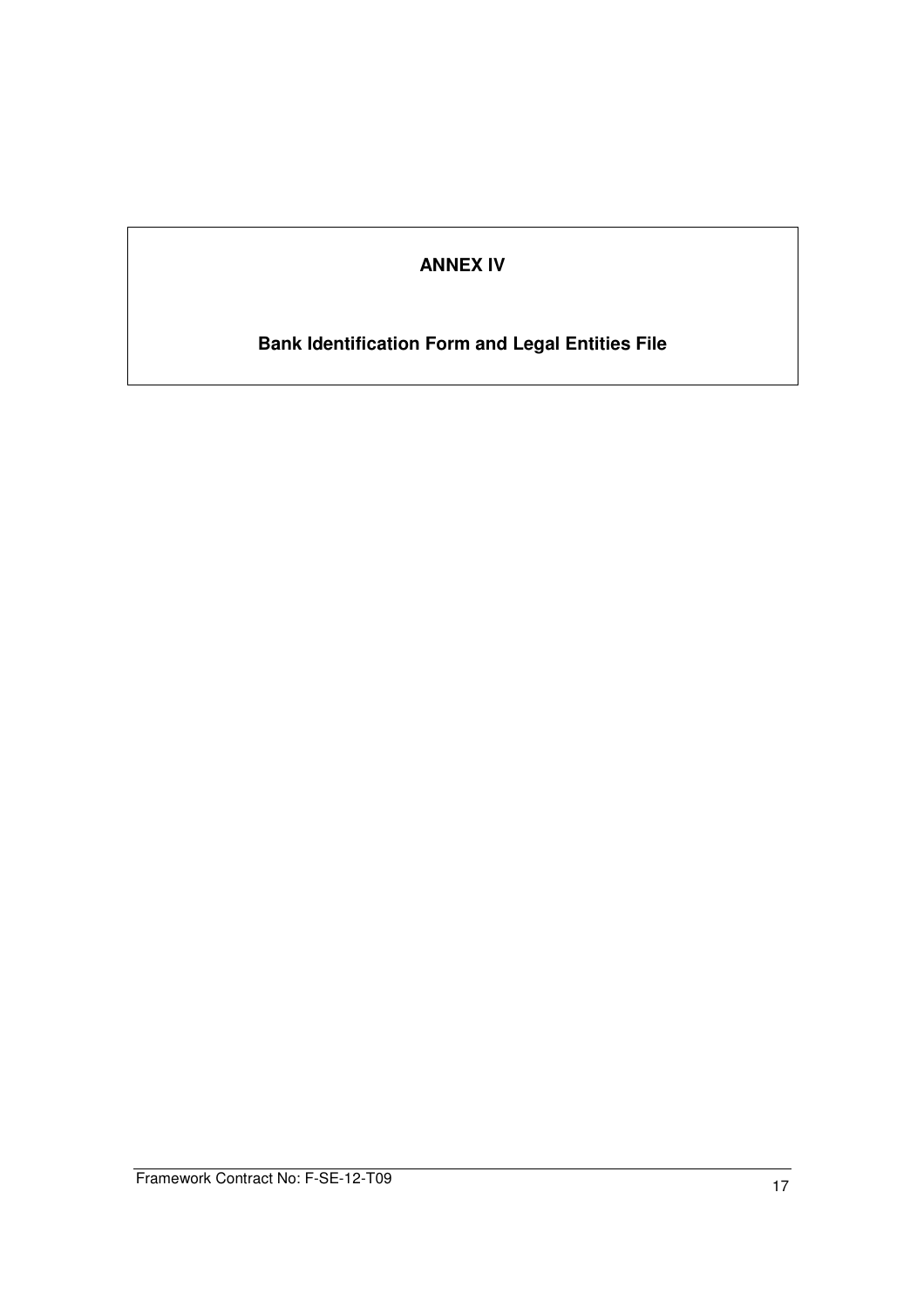# ANNEX IV

## Bank Identification Form and Legal Entities File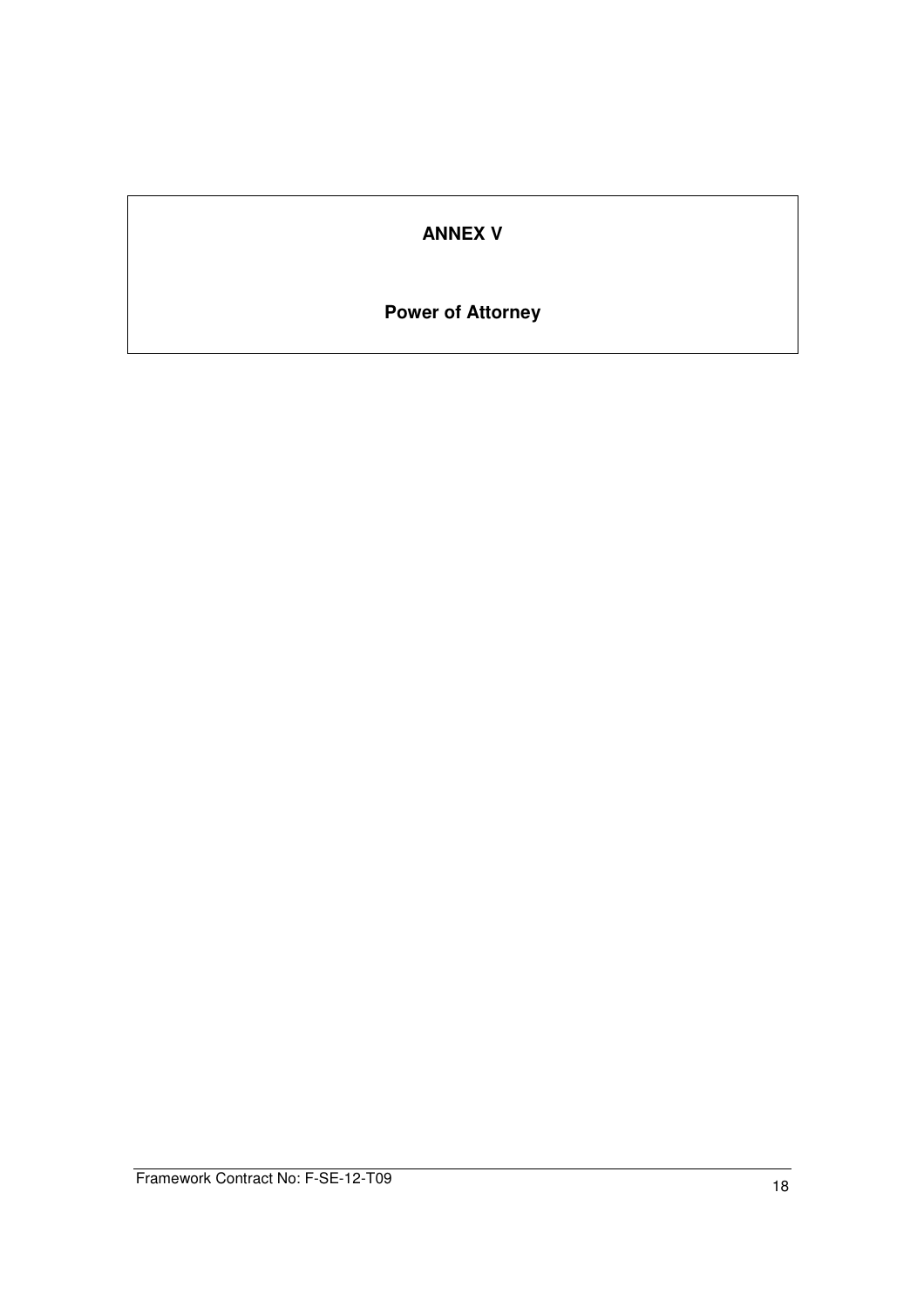# ANNEX V

## Power of Attorney